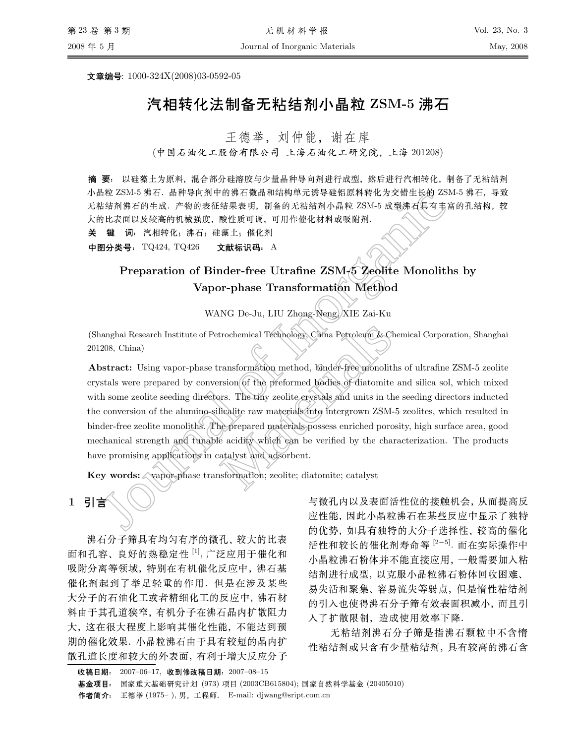文章编号: 1000-324X(2008)03-0592-05

# 汽相转化法制备无粘结剂小晶粒 ZSM-5 沸石

王德举，刘仲能，谢在库

(中国石油化工股份有限公司 上海石油化工研究院，上海 201208)

**摘 要**: 以硅藻土为原料，混合部分硅溶胶与少量晶种导向剂进行成型，然后进行汽相转化，制备了无粘结剂小晶粒 ZSM-5 沸石．晶种导向剂中的沸石微晶和结构单元诱导硅铝原料转化为交错生长的 ZSM-5 沸石，导致无粘结剂沸石的生成．产物的表征结果表明，制备的无粘结剂小晶粒 ZSM-5 成型沸石具有丰富的孔结构，较大的比表面以及较高的机械强度，酸性质可调，可用作催化材料或吸附剂．

**关 键 词**: 汽相转化; 沸石; 硅藻土; 催化剂

**中图分类号**: TQ424, TQ426　　**文献标识码**: A

## Preparation of Binder-free Utrafine ZSM-5 Zeolite Monoliths by Vapor-phase Transformation Method

WANG De-Ju, LIU Zhong-Neng, XIE Zai-Ku

(Shanghai Research Institute of Petrochemical Technology, China Petroleum & Chemical Corporation, Shanghai 201208, China)

**Abstract:** Using vapor-phase transformation method, binder-free monoliths of ultrafine ZSM-5 zeolite crystals were prepared by conversion of the preformed bodies of diatomite and silica sol, which mixed with some zeolite seeding directors. The tiny zeolite crystals and units in the seeding directors inducted the conversion of the alumino-silicalite raw materials into intergrown ZSM-5 zeolites, which resulted in binder-free zeolite monoliths. The prepared materials possess enriched porosity, high surface area, good mechanical strength and tunable acidity which can be verified by the characterization. The products have promising applications in catalyst and adsorbent.

**Key words:** vapor-phase transformation; zeolite; diatomite; catalyst

## 1 引言

沸石分子筛具有均匀有序的微孔、较大的比表面和孔容、良好的热稳定性 [1]，广泛应用于催化和吸附分离等领域，特别在有机催化反应中，沸石基催化剂起到了举足轻重的作用．但是在涉及某些大分子的石油化工或者精细化工的反应中，沸石材料由于其孔道狭窄，有机分子在沸石晶内扩散阻力大，这在很大程度上影响其催化性能，不能达到预期的催化效果．小晶粒沸石由于具有较短的晶内扩散孔道长度和较大的外表面，有利于增大反应分子与微孔内以及表面活性位的接触机会，从而提高反应性能，因此小晶粒沸石在某些反应中显示了独特的优势，如具有独特的大分子选择性、较高的催化活性和较长的催化剂寿命等 [2−5]．而在实际操作中小晶粒沸石粉体并不能直接应用，一般需要加入粘结剂进行成型，以克服小晶粒沸石粉体回收困难、易失活和聚集、容易流失等弱点，但是惰性粘结剂的引入也使得沸石分子筛有效表面积减小，而且引入了扩散限制，造成使用效率下降．

无粘结剂沸石分子筛是指沸石颗粒中不含惰性粘结剂或只含有少量粘结剂，具有较高的沸石含

**收稿日期**: 2007–06–17，**收到修改稿日期**: 2007–08–15

**基金项目**: 国家重大基础研究计划 (973) 项目 (2003CB615804); 国家自然科学基金 (20405010)

**作者简介**: 王德举 (1975– )，男，工程师． E-mail: djwang@sript.com.cn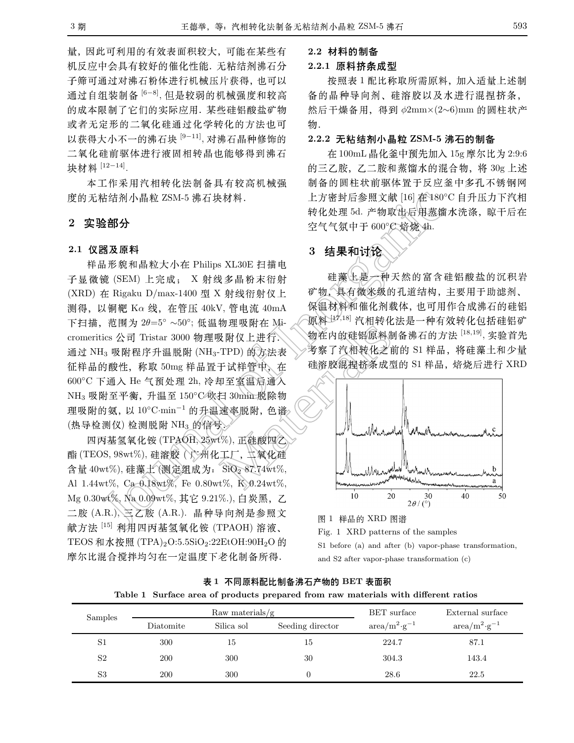量，因此可利用的有效表面积较大，可能在某些有机反应中会具有较好的催化性能. 无粘结剂沸石分子筛可通过对沸石粉体进行机械压片获得，也可以通过自组装制备 [6−8], 但是较弱的机械强度和较高的成本限制了它们的实际应用. 某些硅铝酸盐矿物或者无定形的二氧化硅通过化学转化的方法也可以获得大小不一的沸石块 [9−11], 对沸石晶种修饰的二氧化硅前驱体进行液固相转晶也能够得到沸石块材料 [12−14].

本工作采用汽相转化法制备具有较高机械强度的无粘结剂小晶粒 ZSM-5 沸石块材料.

## 2 实验部分

### 2.1 仪器及原料

样品形貌和晶粒大小在 Philips XL30E 扫描电子显微镜 (SEM) 上完成； X 射线多晶粉末衍射 (XRD) 在 Rigaku D/max-1400 型 X 射线衍射仪上测得，以铜靶 K$\alpha$ 线，在管压 40kV, 管电流 40mA 下扫描，范围为 $2\theta$=5° ∼50°; 低温物理吸附在 Micromeritics 公司 Tristar 3000 物理吸附仪上进行. 通过 $NH_3$ 吸附程序升温脱附 ($NH_3$-TPD) 的方法表征样品的酸性，称取 50mg 样品置于试样管中，在 600°C 下通入 He 气预处理 2h, 冷却至室温后通入 $NH_3$ 吸附至平衡，升温至 150°C 吹扫 30min 脱除物理吸附的氨，以 10°C·min$^{-1}$ 的升温速率脱附，色谱 (热导检测仪) 检测脱附 $NH_3$ 的信号.

四丙基氢氧化铵 (TPAOH, 25wt%), 正硅酸四乙酯 (TEOS, 98wt%), 硅溶胶 ( 广州化工厂，二氧化硅含量 40wt%), 硅藻土 (测定组成为： $SiO_2$ 87.74wt%, Al 1.44wt%, Ca 0.18wt%, Fe 0.80wt%, K 0.24wt%, Mg 0.30wt%, Na 0.09wt%, 其它 9.21%.), 白炭黑，乙二胺 (A.R.), 三乙胺 (A.R.). 晶种导向剂是参照文献方法 [15] 利用四丙基氢氧化铵 (TPAOH) 溶液、TEOS 和水按照 $(TPA)_2O$:5.5$SiO_2$:22EtOH:90$H_2O$ 的摩尔比混合搅拌均匀在一定温度下老化制备所得.

### 2.2 材料的制备

#### 2.2.1 原料挤条成型

按照表 1 配比称取所需原料，加入适量上述制备的晶种导向剂、硅溶胶以及水进行混捏挤条，然后干燥备用，得到 $\phi$2mm×(2∼6)mm 的圆柱状产物.

#### 2.2.2 无粘结剂小晶粒 ZSM-5 沸石的制备

在 100mL 晶化釜中预先加入 15g 摩尔比为 2:9:6 的三乙胺，乙二胺和蒸馏水的混合物，将 30g 上述制备的圆柱状前驱体置于反应釜中多孔不锈钢网上方密封后参照文献 [16] 在 180°C 自升压力下汽相转化处理 5d. 产物取出后用蒸馏水洗涤，晾干后在空气气氛中于 600°C 焙烧 4h.

## 3 结果和讨论

硅藻土是一种天然的富含硅铝酸盐的沉积岩矿物，具有微米级的孔道结构，主要用于助滤剂、保温材料和催化剂载体，也可用作合成沸石的硅铝原料 [17,18] 汽相转化法是一种有效转化包括硅铝矿物在内的硅铝原料制备沸石的方法 [18,19], 实验首先考察了汽相转化之前的 S1 样品，将硅藻土和少量硅溶胶混捏挤条成型的 S1 样品，焙烧后进行 XRD

图 1 样品的 XRD 图谱

Fig. 1 XRD patterns of the samples

S1 before (a) and after (b) vapor-phase transformation, and S2 after vapor-phase transformation (c)

**表 1 不同原料配比制备沸石产物的 BET 表面积**

**Table 1 Surface area of products prepared from raw materials with different ratios**

| Samples | Raw materials/g | | | BET surface area/m$^2$·g$^{-1}$ | External surface area/m$^2$·g$^{-1}$ |
|---|---|---|---|---|---|
| | Diatomite | Silica sol | Seeding director | | |
| S1 | 300 | 15 | 15 | 224.7 | 87.1 |
| S2 | 200 | 300 | 30 | 304.3 | 143.4 |
| S3 | 200 | 300 | 0 | 28.6 | 22.5 |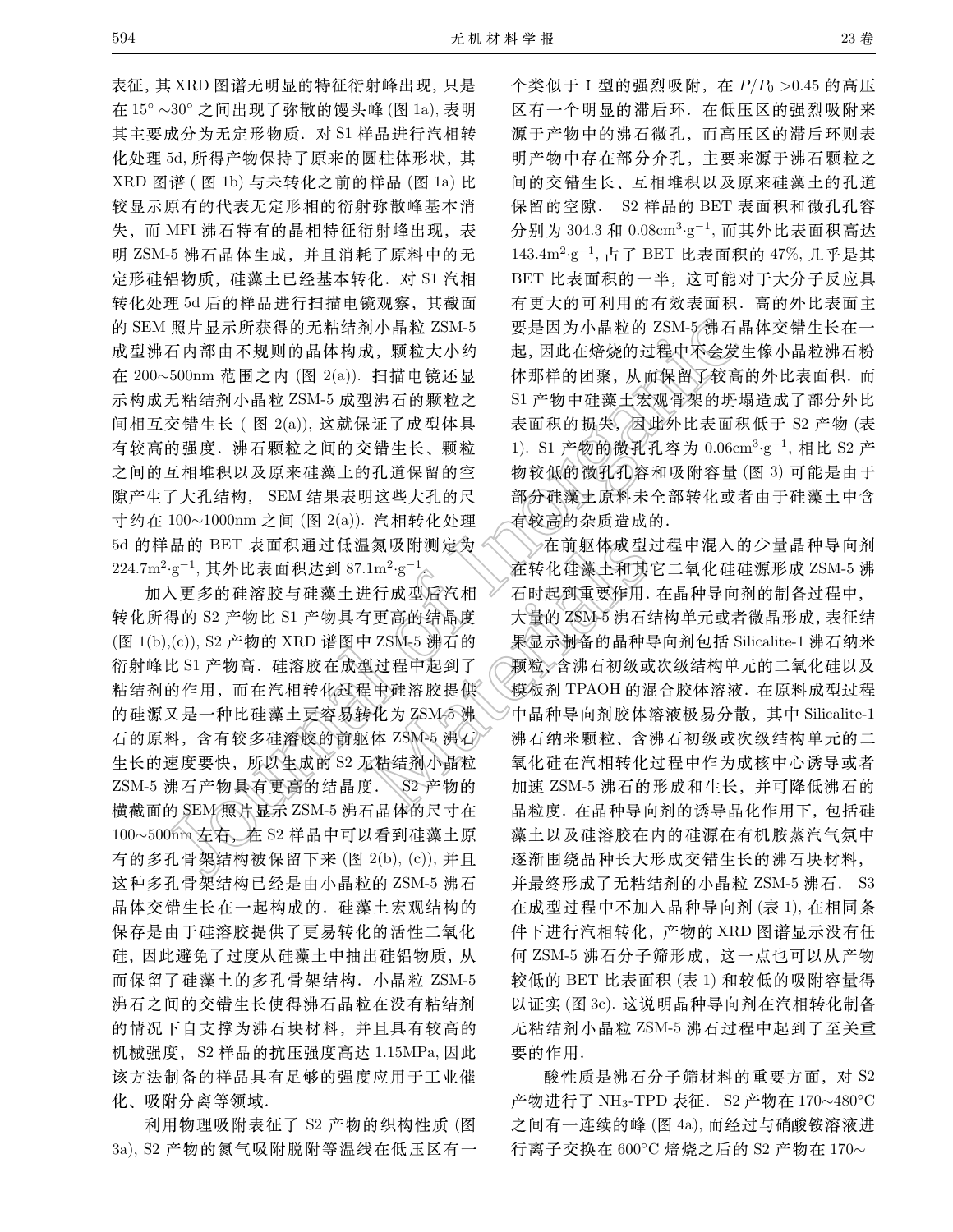表征，其 XRD 图谱无明显的特征衍射峰出现，只是在 15° ~30° 之间出现了弥散的馒头峰 (图 1a), 表明其主要成分为无定形物质．对 S1 样品进行汽相转化处理 5d, 所得产物保持了原来的圆柱体形状，其 XRD 图谱 ( 图 1b) 与未转化之前的样品 (图 1a) 比较显示原有的代表无定形相的衍射弥散峰基本消失，而 MFI 沸石特有的晶相特征衍射峰出现，表明 ZSM-5 沸石晶体生成，并且消耗了原料中的无定形硅铝物质，硅藻土已经基本转化．对 S1 汽相转化处理 5d 后的样品进行扫描电镜观察，其截面的 SEM 照片显示所获得的无粘结剂小晶粒 ZSM-5 成型沸石内部由不规则的晶体构成，颗粒大小约在 200~500nm 范围之内 (图 2(a))．扫描电镜还显示构成无粘结剂小晶粒 ZSM-5 成型沸石的颗粒之间相互交错生长 ( 图 2(a)), 这就保证了成型体具有较高的强度．沸石颗粒之间的交错生长、颗粒之间的互相堆积以及原来硅藻土的孔道保留的空隙产生了大孔结构， SEM 结果表明这些大孔的尺寸约在 100~1000nm 之间 (图 2(a))．汽相转化处理 5d 的样品的 BET 表面积通过低温氮吸附测定为 $224.7\text{m}^2\cdot\text{g}^{-1}$, 其外比表面积达到 $87.1\text{m}^2\cdot\text{g}^{-1}$.

加入更多的硅溶胶与硅藻土进行成型后汽相转化所得的 S2 产物比 S1 产物具有更高的结晶度 (图 1(b),(c)), S2 产物的 XRD 谱图中 ZSM-5 沸石的衍射峰比 S1 产物高．硅溶胶在成型过程中起到了粘结剂的作用，而在汽相转化过程中硅溶胶提供的硅源又是一种比硅藻土更容易转化为 ZSM-5 沸石的原料，含有较多硅溶胶的前躯体 ZSM-5 沸石生长的速度要快，所以生成的 S2 无粘结剂小晶粒 ZSM-5 沸石产物具有更高的结晶度． S2 产物的横截面的 SEM 照片显示 ZSM-5 沸石晶体的尺寸在 100~500nm 左右，在 S2 样品中可以看到硅藻土原有的多孔骨架结构被保留下来 (图 2(b), (c)), 并且这种多孔骨架结构已经是由小晶粒的 ZSM-5 沸石晶体交错生长在一起构成的．硅藻土宏观结构的保存是由于硅溶胶提供了更易转化的活性二氧化硅，因此避免了过度从硅藻土中抽出硅铝物质，从而保留了硅藻土的多孔骨架结构．小晶粒 ZSM-5 沸石之间的交错生长使得沸石晶粒在没有粘结剂的情况下自支撑为沸石块材料，并且具有较高的机械强度，S2 样品的抗压强度高达 1.15MPa, 因此该方法制备的样品具有足够的强度应用于工业催化、吸附分离等领域．

利用物理吸附表征了 S2 产物的织构性质 (图 3a), S2 产物的氮气吸附脱附等温线在低压区有一个类似于 I 型的强烈吸附，在 $P/P_0 > 0.45$ 的高压区有一个明显的滞后环．在低压区的强烈吸附来源于产物中的沸石微孔，而高压区的滞后环则表明产物中存在部分介孔，主要来源于沸石颗粒之间的交错生长、互相堆积以及原来硅藻土的孔道保留的空隙． S2 样品的 BET 表面积和微孔孔容分别为 304.3 和 $0.08\text{cm}^3\cdot\text{g}^{-1}$, 而其外比表面积高达 $143.4\text{m}^2\cdot\text{g}^{-1}$, 占了 BET 比表面积的 47%, 几乎是其 BET 比表面积的一半，这可能对于大分子反应具有更大的可利用的有效表面积．高的外比表面主要是因为小晶粒的 ZSM-5 沸石晶体交错生长在一起，因此在焙烧的过程中不会发生像小晶粒沸石粉体那样的团聚，从而保留了较高的外比表面积．而 S1 产物中硅藻土宏观骨架的坍塌造成了部分外比表面积的损失，因此外比表面积低于 S2 产物 (表 1)．S1 产物的微孔孔容为 $0.06\text{cm}^3\cdot\text{g}^{-1}$, 相比 S2 产物较低的微孔孔容和吸附容量 (图 3) 可能是由于部分硅藻土原料未全部转化或者由于硅藻土中含有较高的杂质造成的．

在前躯体成型过程中混入的少量晶种导向剂在转化硅藻土和其它二氧化硅硅源形成 ZSM-5 沸石时起到重要作用．在晶种导向剂的制备过程中，大量的 ZSM-5 沸石结构单元或者微晶形成，表征结果显示制备的晶种导向剂包括 Silicalite-1 沸石纳米颗粒、含沸石初级或次级结构单元的二氧化硅以及模板剂 TPAOH 的混合胶体溶液．在原料成型过程中晶种导向剂胶体溶液极易分散，其中 Silicalite-1 沸石纳米颗粒、含沸石初级或次级结构单元的二氧化硅在汽相转化过程中作为成核中心诱导或者加速 ZSM-5 沸石的形成和生长，并可降低沸石的晶粒度．在晶种导向剂的诱导晶化作用下，包括硅藻土以及硅溶胶在内的硅源在有机胺蒸汽气氛中逐渐围绕晶种长大形成交错生长的沸石块材料，并最终形成了无粘结剂的小晶粒 ZSM-5 沸石． S3 在成型过程中不加入晶种导向剂 (表 1), 在相同条件下进行汽相转化，产物的 XRD 图谱显示没有任何 ZSM-5 沸石分子筛形成，这一点也可以从产物较低的 BET 比表面积 (表 1) 和较低的吸附容量得以证实 (图 3c)．这说明晶种导向剂在汽相转化制备无粘结剂小晶粒 ZSM-5 沸石过程中起到了至关重要的作用．

酸性质是沸石分子筛材料的重要方面，对 S2 产物进行了 $NH_3$-TPD 表征． S2 产物在 170~480°C 之间有一连续的峰 (图 4a), 而经过与硝酸铵溶液进行离子交换在 600°C 焙烧之后的 S2 产物在 170~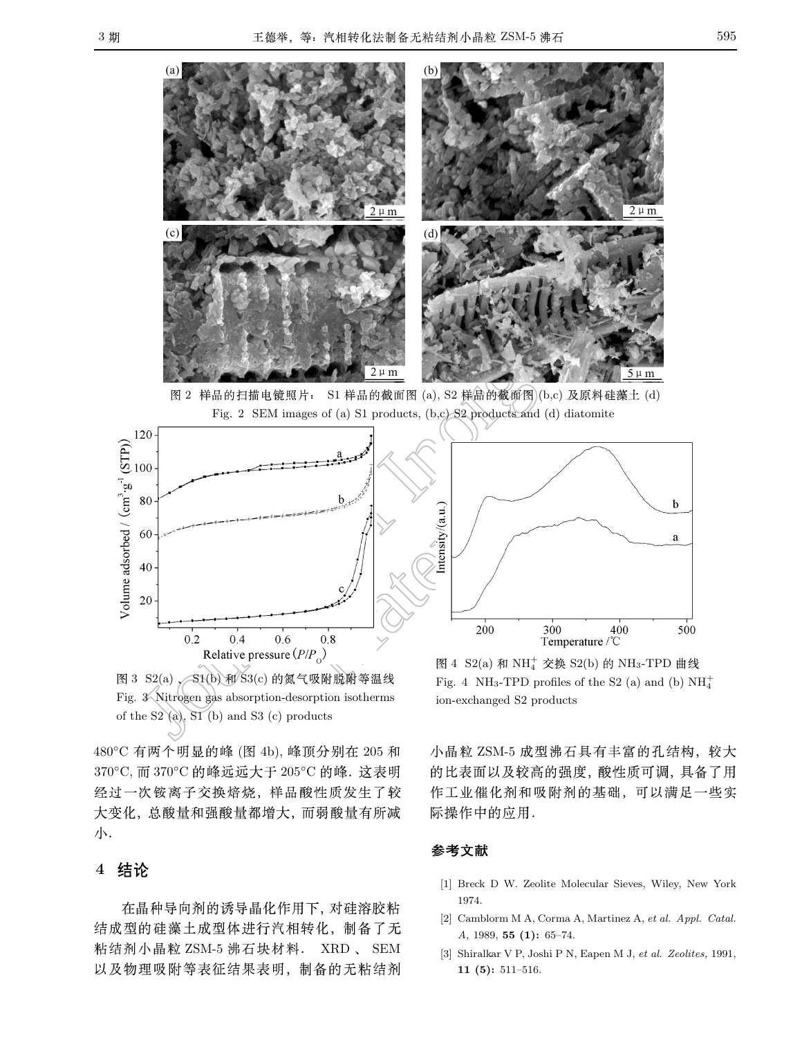图 2 样品的扫描电镜照片： S1 样品的截面图 (a), S2 样品的截面图 (b,c) 及原料硅藻土 (d)

Fig. 2 SEM images of (a) S1 products, (b,c) S2 products and (d) diatomite

图 3 S2(a)、S1(b) 和 S3(c) 的氮气吸附脱附等温线

Fig. 3 Nitrogen gas absorption-desorption isotherms of the S2 (a), S1 (b) and S3 (c) products

图 4 S2(a) 和 $NH_4^+$ 交换 S2(b) 的 $NH_3$-TPD 曲线

Fig. 4 $NH_3$-TPD profiles of the S2 (a) and (b) $NH_4^+$ ion-exchanged S2 products

480°C 有两个明显的峰 (图 4b), 峰顶分别在 205 和 370°C, 而 370°C 的峰远远大于 205°C 的峰. 这表明经过一次铵离子交换焙烧，样品酸性质发生了较大变化，总酸量和强酸量都增大，而弱酸量有所减小.

## 4 结论

在晶种导向剂的诱导晶化作用下，对硅溶胶粘结成型的硅藻土成型体进行汽相转化，制备了无粘结剂小晶粒 ZSM-5 沸石块材料. XRD 、SEM 以及物理吸附等表征结果表明，制备的无粘结剂小晶粒 ZSM-5 成型沸石具有丰富的孔结构，较大的比表面以及较高的强度，酸性质可调，具备了用作工业催化剂和吸附剂的基础，可以满足一些实际操作中的应用.

## 参考文献

[1] Breck D W. Zeolite Molecular Sieves, Wiley, New York 1974.

[2] Camblorm M A, Corma A, Martinez A, *et al. Appl. Catal. A*, 1989, **55 (1):** 65–74.

[3] Shiralkar V P, Joshi P N, Eapen M J, *et al. Zeolites,* 1991, **11 (5):** 511–516.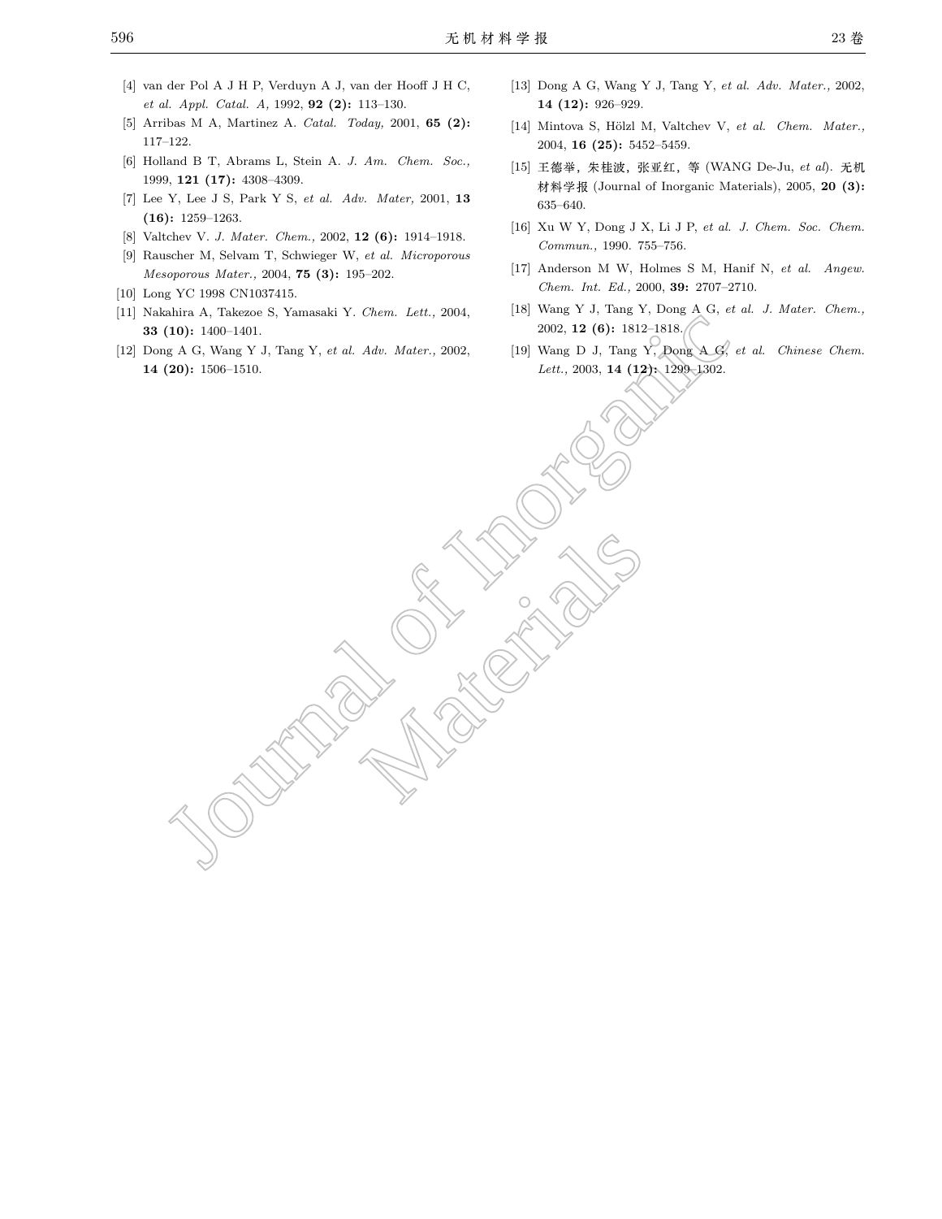[4] van der Pol A J H P, Verduyn A J, van der Hooff J H C, *et al. Appl. Catal. A,* 1992, **92 (2):** 113–130.

[5] Arribas M A, Martinez A. *Catal. Today,* 2001, **65 (2):** 117–122.

[6] Holland B T, Abrams L, Stein A. *J. Am. Chem. Soc.,* 1999, **121 (17):** 4308–4309.

[7] Lee Y, Lee J S, Park Y S, *et al. Adv. Mater,* 2001, **13 (16):** 1259–1263.

[8] Valtchev V. *J. Mater. Chem.,* 2002, **12 (6):** 1914–1918.

[9] Rauscher M, Selvam T, Schwieger W, *et al. Microporous Mesoporous Mater.,* 2004, **75 (3):** 195–202.

[10] Long YC 1998 CN1037415.

[11] Nakahira A, Takezoe S, Yamasaki Y. *Chem. Lett.,* 2004, **33 (10):** 1400–1401.

[12] Dong A G, Wang Y J, Tang Y, *et al. Adv. Mater.,* 2002, **14 (20):** 1506–1510.

[13] Dong A G, Wang Y J, Tang Y, *et al. Adv. Mater.,* 2002, **14 (12):** 926–929.

[14] Mintova S, Hölzl M, Valtchev V, *et al. Chem. Mater.,* 2004, **16 (25):** 5452–5459.

[15] 王德举，朱桂波，张亚红，等 (WANG De-Ju, *et al*). 无机材料学报 (Journal of Inorganic Materials), 2005, **20 (3):** 635–640.

[16] Xu W Y, Dong J X, Li J P, *et al. J. Chem. Soc. Chem. Commun.,* 1990. 755–756.

[17] Anderson M W, Holmes S M, Hanif N, *et al. Angew. Chem. Int. Ed.,* 2000, **39:** 2707–2710.

[18] Wang Y J, Tang Y, Dong A G, *et al. J. Mater. Chem.,* 2002, **12 (6):** 1812–1818.

[19] Wang D J, Tang Y, Dong A G, *et al. Chinese Chem. Lett.,* 2003, **14 (12):** 1299–1302.